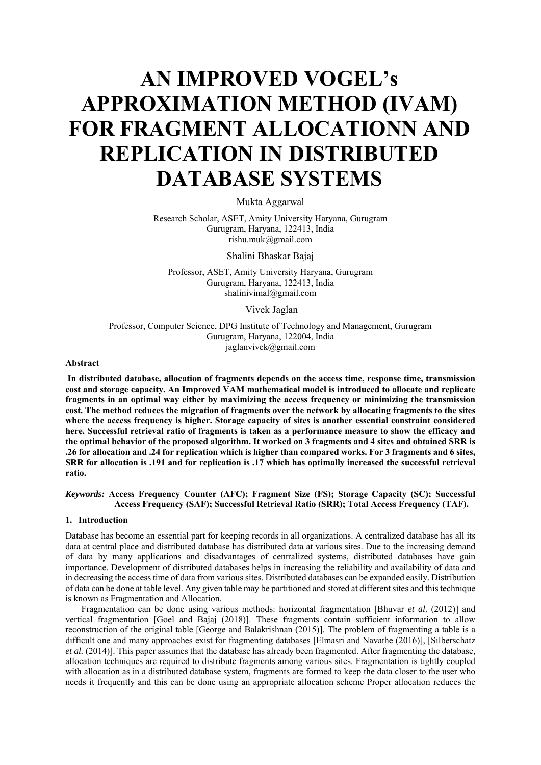# AN IMPROVED VOGEL's APPROXIMATION METHOD (IVAM) FOR FRAGMENT ALLOCATIONN AND REPLICATION IN DISTRIBUTED DATABASE SYSTEMS

Mukta Aggarwal

Research Scholar, ASET, Amity University Haryana, Gurugram
Gurugram, Haryana, 122413, India
rishu.muk@gmail.com

Shalini Bhaskar Bajaj

Professor, ASET, Amity University Haryana, Gurugram
Gurugram, Haryana, 122413, India
shalinivimal@gmail.com

Vivek Jaglan

Professor, Computer Science, DPG Institute of Technology and Management, Gurugram
Gurugram, Haryana, 122004, India
jaglanvivek@gmail.com

**Abstract**

**In distributed database, allocation of fragments depends on the access time, response time, transmission cost and storage capacity. An Improved VAM mathematical model is introduced to allocate and replicate fragments in an optimal way either by maximizing the access frequency or minimizing the transmission cost. The method reduces the migration of fragments over the network by allocating fragments to the sites where the access frequency is higher. Storage capacity of sites is another essential constraint considered here. Successful retrieval ratio of fragments is taken as a performance measure to show the efficacy and the optimal behavior of the proposed algorithm. It worked on 3 fragments and 4 sites and obtained SRR is .26 for allocation and .24 for replication which is higher than compared works. For 3 fragments and 6 sites, SRR for allocation is .191 and for replication is .17 which has optimally increased the successful retrieval ratio.**

***Keywords:*** **Access Frequency Counter (AFC); Fragment Size (FS); Storage Capacity (SC); Successful Access Frequency (SAF); Successful Retrieval Ratio (SRR); Total Access Frequency (TAF).**

## 1. Introduction

Database has become an essential part for keeping records in all organizations. A centralized database has all its data at central place and distributed database has distributed data at various sites. Due to the increasing demand of data by many applications and disadvantages of centralized systems, distributed databases have gain importance. Development of distributed databases helps in increasing the reliability and availability of data and in decreasing the access time of data from various sites. Distributed databases can be expanded easily. Distribution of data can be done at table level. Any given table may be partitioned and stored at different sites and this technique is known as Fragmentation and Allocation.

Fragmentation can be done using various methods: horizontal fragmentation [Bhuvar *et al.* (2012)] and vertical fragmentation [Goel and Bajaj (2018)]. These fragments contain sufficient information to allow reconstruction of the original table [George and Balakrishnan (2015)]. The problem of fragmenting a table is a difficult one and many approaches exist for fragmenting databases [Elmasri and Navathe (2016)], [Silberschatz *et al.* (2014)]. This paper assumes that the database has already been fragmented. After fragmenting the database, allocation techniques are required to distribute fragments among various sites. Fragmentation is tightly coupled with allocation as in a distributed database system, fragments are formed to keep the data closer to the user who needs it frequently and this can be done using an appropriate allocation scheme Proper allocation reduces the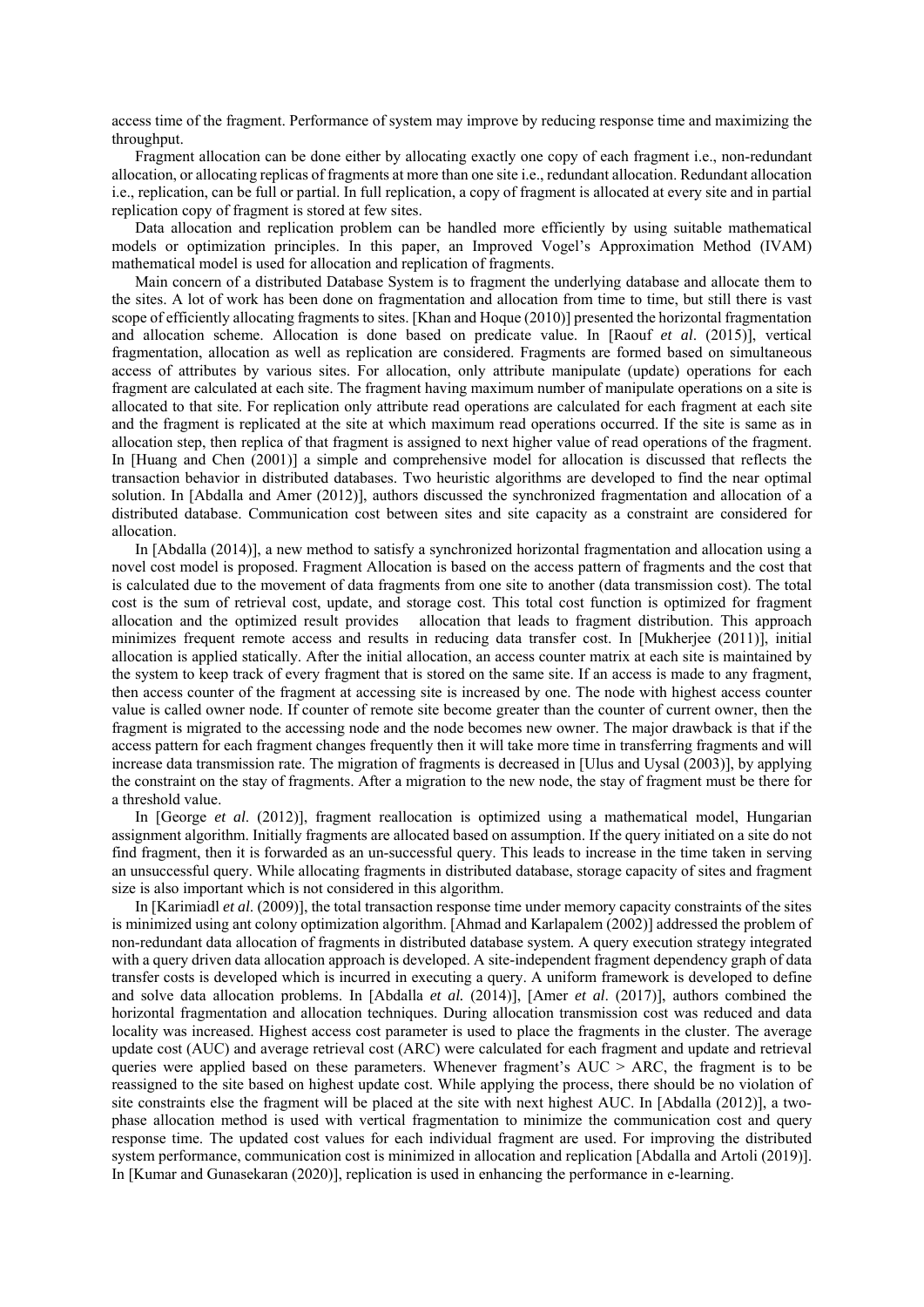access time of the fragment. Performance of system may improve by reducing response time and maximizing the throughput.

Fragment allocation can be done either by allocating exactly one copy of each fragment i.e., non-redundant allocation, or allocating replicas of fragments at more than one site i.e., redundant allocation. Redundant allocation i.e., replication, can be full or partial. In full replication, a copy of fragment is allocated at every site and in partial replication copy of fragment is stored at few sites.

Data allocation and replication problem can be handled more efficiently by using suitable mathematical models or optimization principles. In this paper, an Improved Vogel's Approximation Method (IVAM) mathematical model is used for allocation and replication of fragments.

Main concern of a distributed Database System is to fragment the underlying database and allocate them to the sites. A lot of work has been done on fragmentation and allocation from time to time, but still there is vast scope of efficiently allocating fragments to sites. [Khan and Hoque (2010)] presented the horizontal fragmentation and allocation scheme. Allocation is done based on predicate value. In [Raouf *et al*. (2015)], vertical fragmentation, allocation as well as replication are considered. Fragments are formed based on simultaneous access of attributes by various sites. For allocation, only attribute manipulate (update) operations for each fragment are calculated at each site. The fragment having maximum number of manipulate operations on a site is allocated to that site. For replication only attribute read operations are calculated for each fragment at each site and the fragment is replicated at the site at which maximum read operations occurred. If the site is same as in allocation step, then replica of that fragment is assigned to next higher value of read operations of the fragment. In [Huang and Chen (2001)] a simple and comprehensive model for allocation is discussed that reflects the transaction behavior in distributed databases. Two heuristic algorithms are developed to find the near optimal solution. In [Abdalla and Amer (2012)], authors discussed the synchronized fragmentation and allocation of a distributed database. Communication cost between sites and site capacity as a constraint are considered for allocation.

In [Abdalla (2014)], a new method to satisfy a synchronized horizontal fragmentation and allocation using a novel cost model is proposed. Fragment Allocation is based on the access pattern of fragments and the cost that is calculated due to the movement of data fragments from one site to another (data transmission cost). The total cost is the sum of retrieval cost, update, and storage cost. This total cost function is optimized for fragment allocation and the optimized result provides allocation that leads to fragment distribution. This approach minimizes frequent remote access and results in reducing data transfer cost. In [Mukherjee (2011)], initial allocation is applied statically. After the initial allocation, an access counter matrix at each site is maintained by the system to keep track of every fragment that is stored on the same site. If an access is made to any fragment, then access counter of the fragment at accessing site is increased by one. The node with highest access counter value is called owner node. If counter of remote site become greater than the counter of current owner, then the fragment is migrated to the accessing node and the node becomes new owner. The major drawback is that if the access pattern for each fragment changes frequently then it will take more time in transferring fragments and will increase data transmission rate. The migration of fragments is decreased in [Ulus and Uysal (2003)], by applying the constraint on the stay of fragments. After a migration to the new node, the stay of fragment must be there for a threshold value.

In [George *et al*. (2012)], fragment reallocation is optimized using a mathematical model, Hungarian assignment algorithm. Initially fragments are allocated based on assumption. If the query initiated on a site do not find fragment, then it is forwarded as an un-successful query. This leads to increase in the time taken in serving an unsuccessful query. While allocating fragments in distributed database, storage capacity of sites and fragment size is also important which is not considered in this algorithm.

In [Karimiadl *et al*. (2009)], the total transaction response time under memory capacity constraints of the sites is minimized using ant colony optimization algorithm. [Ahmad and Karlapalem (2002)] addressed the problem of non-redundant data allocation of fragments in distributed database system. A query execution strategy integrated with a query driven data allocation approach is developed. A site-independent fragment dependency graph of data transfer costs is developed which is incurred in executing a query. A uniform framework is developed to define and solve data allocation problems. In [Abdalla *et al.* (2014)], [Amer *et al*. (2017)], authors combined the horizontal fragmentation and allocation techniques. During allocation transmission cost was reduced and data locality was increased. Highest access cost parameter is used to place the fragments in the cluster. The average update cost (AUC) and average retrieval cost (ARC) were calculated for each fragment and update and retrieval queries were applied based on these parameters. Whenever fragment's AUC > ARC, the fragment is to be reassigned to the site based on highest update cost. While applying the process, there should be no violation of site constraints else the fragment will be placed at the site with next highest AUC. In [Abdalla (2012)], a two-phase allocation method is used with vertical fragmentation to minimize the communication cost and query response time. The updated cost values for each individual fragment are used. For improving the distributed system performance, communication cost is minimized in allocation and replication [Abdalla and Artoli (2019)]. In [Kumar and Gunasekaran (2020)], replication is used in enhancing the performance in e-learning.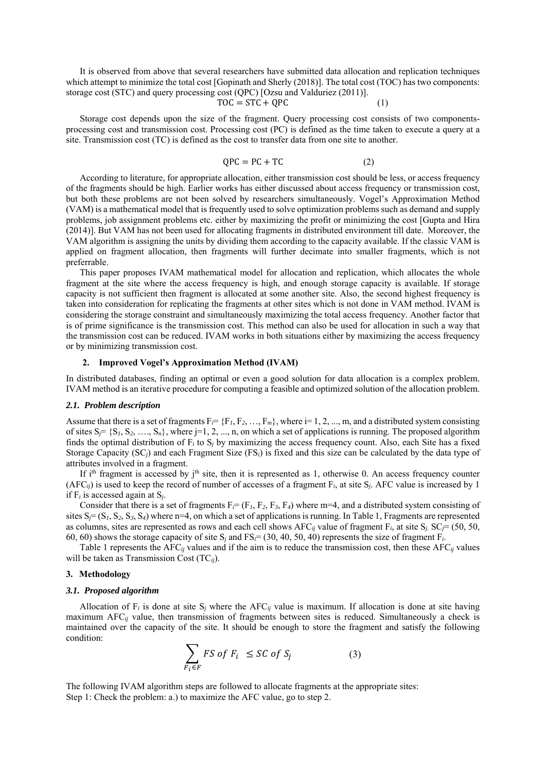It is observed from above that several researchers have submitted data allocation and replication techniques which attempt to minimize the total cost [Gopinath and Sherly (2018)]. The total cost (TOC) has two components: storage cost (STC) and query processing cost (QPC) [Ozsu and Valduriez (2011)].

$$\text{TOC} = \text{STC} + \text{QPC} \tag{1}$$

Storage cost depends upon the size of the fragment. Query processing cost consists of two components- processing cost and transmission cost. Processing cost (PC) is defined as the time taken to execute a query at a site. Transmission cost (TC) is defined as the cost to transfer data from one site to another.

$$\text{QPC} = \text{PC} + \text{TC} \tag{2}$$

According to literature, for appropriate allocation, either transmission cost should be less, or access frequency of the fragments should be high. Earlier works has either discussed about access frequency or transmission cost, but both these problems are not been solved by researchers simultaneously. Vogel's Approximation Method (VAM) is a mathematical model that is frequently used to solve optimization problems such as demand and supply problems, job assignment problems etc. either by maximizing the profit or minimizing the cost [Gupta and Hira (2014)]. But VAM has not been used for allocating fragments in distributed environment till date. Moreover, the VAM algorithm is assigning the units by dividing them according to the capacity available. If the classic VAM is applied on fragment allocation, then fragments will further decimate into smaller fragments, which is not preferrable.

This paper proposes IVAM mathematical model for allocation and replication, which allocates the whole fragment at the site where the access frequency is high, and enough storage capacity is available. If storage capacity is not sufficient then fragment is allocated at some another site. Also, the second highest frequency is taken into consideration for replicating the fragments at other sites which is not done in VAM method. IVAM is considering the storage constraint and simultaneously maximizing the total access frequency. Another factor that is of prime significance is the transmission cost. This method can also be used for allocation in such a way that the transmission cost can be reduced. IVAM works in both situations either by maximizing the access frequency or by minimizing transmission cost.

## 2. Improved Vogel's Approximation Method (IVAM)

In distributed databases, finding an optimal or even a good solution for data allocation is a complex problem. IVAM method is an iterative procedure for computing a feasible and optimized solution of the allocation problem.

### *2.1. Problem description*

Assume that there is a set of fragments $F_i = \{F_1, F_2, \ldots, F_m\}$, where i= 1, 2, ..., m, and a distributed system consisting of sites $S_j = \{S_1, S_2, \ldots, S_n\}$, where j=1, 2, ..., n, on which a set of applications is running. The proposed algorithm finds the optimal distribution of $F_i$ to $S_j$ by maximizing the access frequency count. Also, each Site has a fixed Storage Capacity ($SC_j$) and each Fragment Size ($FS_i$) is fixed and this size can be calculated by the data type of attributes involved in a fragment.

If $i^{th}$ fragment is accessed by $j^{th}$ site, then it is represented as 1, otherwise 0. An access frequency counter ($AFC_{ij}$) is used to keep the record of number of accesses of a fragment $F_i$, at site $S_j$. AFC value is increased by 1 if $F_i$ is accessed again at $S_j$.

Consider that there is a set of fragments $F_i = (F_1, F_2, F_3, F_4)$ where m=4, and a distributed system consisting of sites $S_j = (S_1, S_2, S_3, S_4)$ where n=4, on which a set of applications is running. In Table 1, Fragments are represented as columns, sites are represented as rows and each cell shows $AFC_{ij}$ value of fragment $F_i$, at site $S_j$. $SC_j$= (50, 50, 60, 60) shows the storage capacity of site $S_j$ and $FS_i$= (30, 40, 50, 40) represents the size of fragment $F_i$.

Table 1 represents the $AFC_{ij}$ values and if the aim is to reduce the transmission cost, then these $AFC_{ij}$ values will be taken as Transmission Cost ($TC_{ij}$).

## 3. Methodology

### *3.1. Proposed algorithm*

Allocation of $F_i$ is done at site $S_j$ where the $AFC_{ij}$ value is maximum. If allocation is done at site having maximum $AFC_{ij}$ value, then transmission of fragments between sites is reduced. Simultaneously a check is maintained over the capacity of the site. It should be enough to store the fragment and satisfy the following condition:

$$\sum_{F_i \in F} FS \text{ of } F_i \;\leq SC \text{ of } S_j \tag{3}$$

The following IVAM algorithm steps are followed to allocate fragments at the appropriate sites:
Step 1: Check the problem: a.) to maximize the AFC value, go to step 2.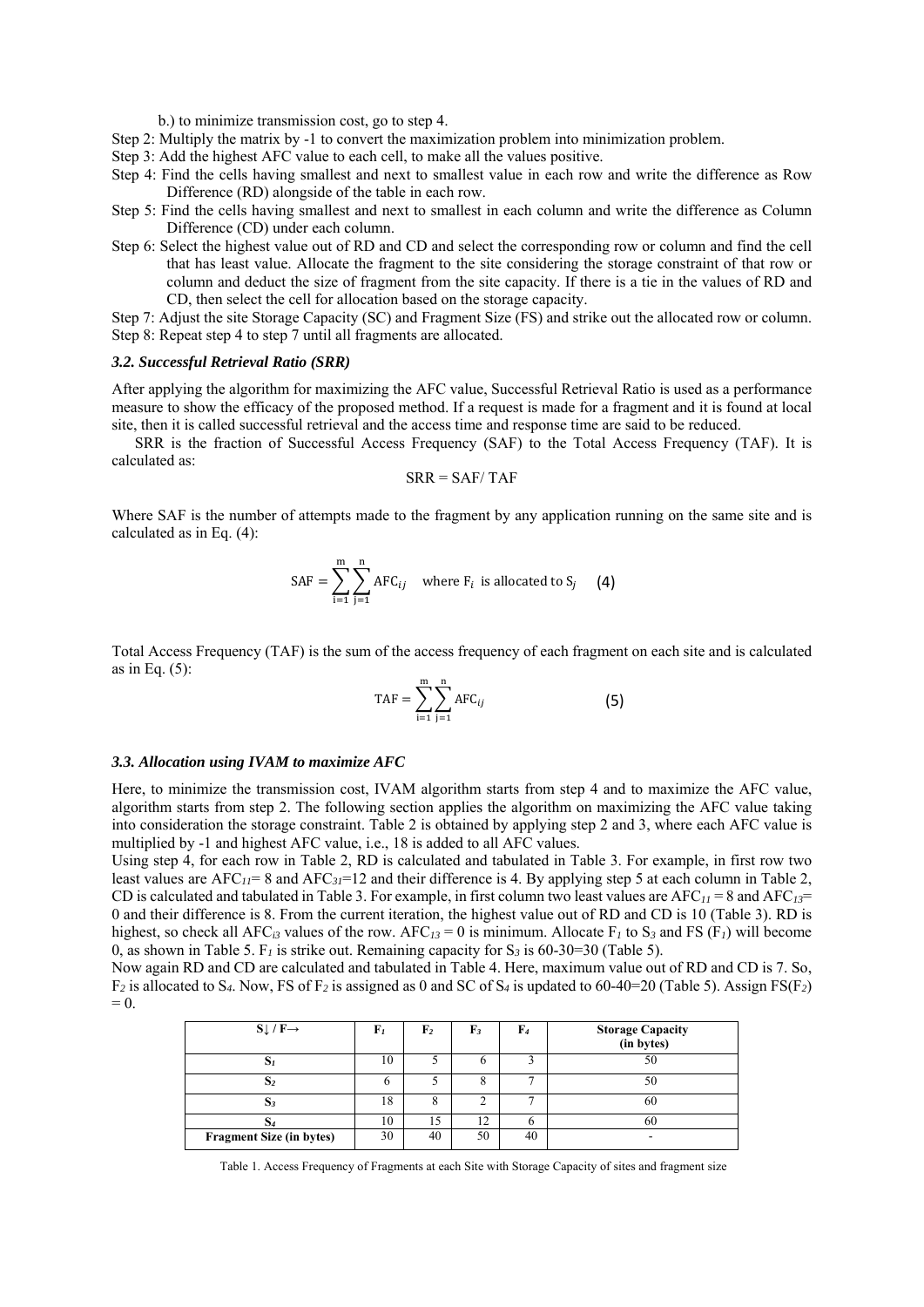b.) to minimize transmission cost, go to step 4.

Step 2: Multiply the matrix by -1 to convert the maximization problem into minimization problem.

Step 3: Add the highest AFC value to each cell, to make all the values positive.

Step 4: Find the cells having smallest and next to smallest value in each row and write the difference as Row Difference (RD) alongside of the table in each row.

Step 5: Find the cells having smallest and next to smallest in each column and write the difference as Column Difference (CD) under each column.

Step 6: Select the highest value out of RD and CD and select the corresponding row or column and find the cell that has least value. Allocate the fragment to the site considering the storage constraint of that row or column and deduct the size of fragment from the site capacity. If there is a tie in the values of RD and CD, then select the cell for allocation based on the storage capacity.

Step 7: Adjust the site Storage Capacity (SC) and Fragment Size (FS) and strike out the allocated row or column.

Step 8: Repeat step 4 to step 7 until all fragments are allocated.

### *3.2. Successful Retrieval Ratio (SRR)*

After applying the algorithm for maximizing the AFC value, Successful Retrieval Ratio is used as a performance measure to show the efficacy of the proposed method. If a request is made for a fragment and it is found at local site, then it is called successful retrieval and the access time and response time are said to be reduced.

SRR is the fraction of Successful Access Frequency (SAF) to the Total Access Frequency (TAF). It is calculated as:

$$SRR = SAF / TAF$$

Where SAF is the number of attempts made to the fragment by any application running on the same site and is calculated as in Eq. (4):

$$SAF = \sum_{i=1}^{m}\sum_{j=1}^{n} AFC_{ij} \quad \text{where } F_i \text{ is allocated to } S_j \qquad (4)$$

Total Access Frequency (TAF) is the sum of the access frequency of each fragment on each site and is calculated as in Eq. (5):

$$TAF = \sum_{i=1}^{m}\sum_{j=1}^{n} AFC_{ij} \qquad (5)$$

### *3.3. Allocation using IVAM to maximize AFC*

Here, to minimize the transmission cost, IVAM algorithm starts from step 4 and to maximize the AFC value, algorithm starts from step 2. The following section applies the algorithm on maximizing the AFC value taking into consideration the storage constraint. Table 2 is obtained by applying step 2 and 3, where each AFC value is multiplied by -1 and highest AFC value, i.e., 18 is added to all AFC values.

Using step 4, for each row in Table 2, RD is calculated and tabulated in Table 3. For example, in first row two least values are $AFC_{11}$= 8 and $AFC_{31}$=12 and their difference is 4. By applying step 5 at each column in Table 2, CD is calculated and tabulated in Table 3. For example, in first column two least values are $AFC_{11}$ = 8 and $AFC_{13}$= 0 and their difference is 8. From the current iteration, the highest value out of RD and CD is 10 (Table 3). RD is highest, so check all $AFC_{i3}$ values of the row. $AFC_{13}$ = 0 is minimum. Allocate $F_1$ to $S_3$ and FS ($F_1$) will become 0, as shown in Table 5. $F_1$ is strike out. Remaining capacity for $S_3$ is 60-30=30 (Table 5).

Now again RD and CD are calculated and tabulated in Table 4. Here, maximum value out of RD and CD is 7. So, $F_2$ is allocated to $S_4$. Now, FS of $F_2$ is assigned as 0 and SC of $S_4$ is updated to 60-40=20 (Table 5). Assign FS($F_2$) = 0.

| $S\downarrow / F\rightarrow$ | $F_1$ | $F_2$ | $F_3$ | $F_4$ | Storage Capacity (in bytes) |
|---|---|---|---|---|---|
| $S_1$ | 10 | 5 | 6 | 3 | 50 |
| $S_2$ | 6 | 5 | 8 | 7 | 50 |
| $S_3$ | 18 | 8 | 2 | 7 | 60 |
| $S_4$ | 10 | 15 | 12 | 6 | 60 |
| **Fragment Size (in bytes)** | 30 | 40 | 50 | 40 | - |

Table 1. Access Frequency of Fragments at each Site with Storage Capacity of sites and fragment size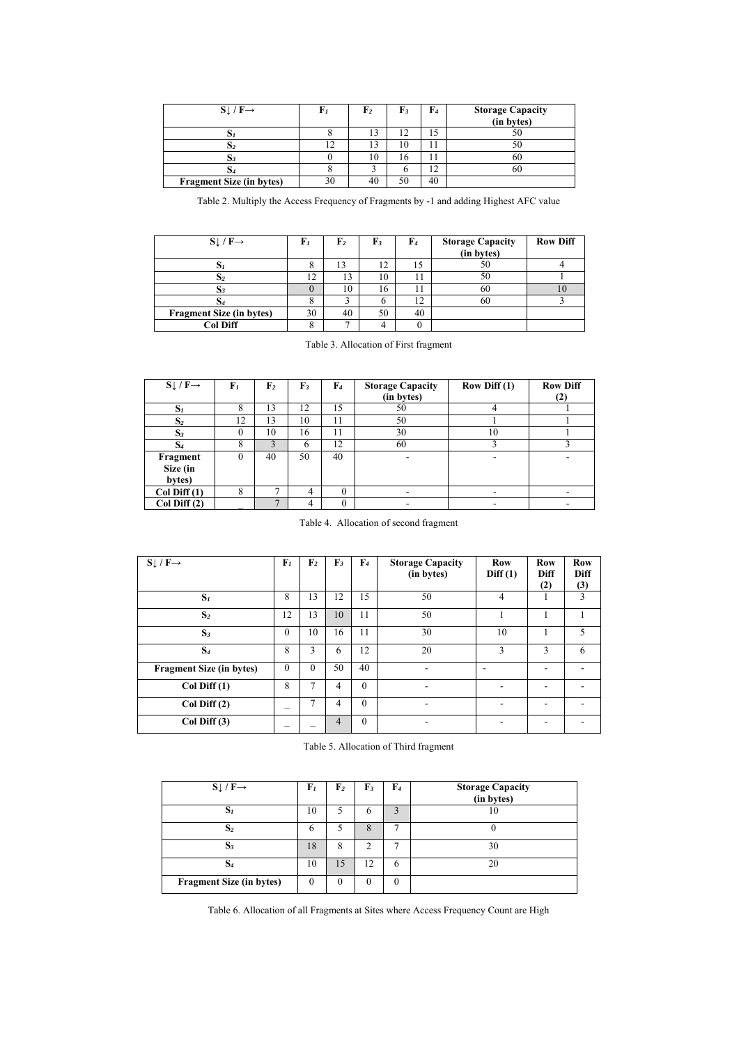| $S\downarrow / F\rightarrow$ | $F_1$ | $F_2$ | $F_3$ | $F_4$ | Storage Capacity (in bytes) |
|---|---|---|---|---|---|
| $S_1$ | 8 | 13 | 12 | 15 | 50 |
| $S_2$ | 12 | 13 | 10 | 11 | 50 |
| $S_3$ | 0 | 10 | 16 | 11 | 60 |
| $S_4$ | 8 | 3 | 6 | 12 | 60 |
| Fragment Size (in bytes) | 30 | 40 | 50 | 40 | |

Table 2. Multiply the Access Frequency of Fragments by -1 and adding Highest AFC value

| $S\downarrow / F\rightarrow$ | $F_1$ | $F_2$ | $F_3$ | $F_4$ | Storage Capacity (in bytes) | Row Diff |
|---|---|---|---|---|---|---|
| $S_1$ | 8 | 13 | 12 | 15 | 50 | 4 |
| $S_2$ | 12 | 13 | 10 | 11 | 50 | 1 |
| $S_3$ | 0 | 10 | 16 | 11 | 60 | 10 |
| $S_4$ | 8 | 3 | 6 | 12 | 60 | 3 |
| Fragment Size (in bytes) | 30 | 40 | 50 | 40 | | |
| Col Diff | 8 | 7 | 4 | 0 | | |

Table 3. Allocation of First fragment

| $S\downarrow / F\rightarrow$ | $F_1$ | $F_2$ | $F_3$ | $F_4$ | Storage Capacity (in bytes) | Row Diff (1) | Row Diff (2) |
|---|---|---|---|---|---|---|---|
| $S_1$ | 8 | 13 | 12 | 15 | 50 | 4 | 1 |
| $S_2$ | 12 | 13 | 10 | 11 | 50 | 1 | 1 |
| $S_3$ | 0 | 10 | 16 | 11 | 30 | 10 | 1 |
| $S_4$ | 8 | 3 | 6 | 12 | 60 | 3 | 3 |
| Fragment Size (in bytes) | 0 | 40 | 50 | 40 | - | - | - |
| Col Diff (1) | 8 | 7 | 4 | 0 | - | - | - |
| Col Diff (2) | _ | 7 | 4 | 0 | - | - | - |

Table 4. Allocation of second fragment

| $S\downarrow / F\rightarrow$ | $F_1$ | $F_2$ | $F_3$ | $F_4$ | Storage Capacity (in bytes) | Row Diff (1) | Row Diff (2) | Row Diff (3) |
|---|---|---|---|---|---|---|---|---|
| $S_1$ | 8 | 13 | 12 | 15 | 50 | 4 | 1 | 3 |
| $S_2$ | 12 | 13 | 10 | 11 | 50 | 1 | 1 | 1 |
| $S_3$ | 0 | 10 | 16 | 11 | 30 | 10 | 1 | 5 |
| $S_4$ | 8 | 3 | 6 | 12 | 20 | 3 | 3 | 6 |
| Fragment Size (in bytes) | 0 | 0 | 50 | 40 | - | - | - | - |
| Col Diff (1) | 8 | 7 | 4 | 0 | - | - | - | - |
| Col Diff (2) | _ | 7 | 4 | 0 | - | - | - | - |
| Col Diff (3) | _ | _ | 4 | 0 | - | - | - | - |

Table 5. Allocation of Third fragment

| $S\downarrow / F\rightarrow$ | $F_1$ | $F_2$ | $F_3$ | $F_4$ | Storage Capacity (in bytes) |
|---|---|---|---|---|---|
| $S_1$ | 10 | 5 | 6 | 3 | 10 |
| $S_2$ | 6 | 5 | 8 | 7 | 0 |
| $S_3$ | 18 | 8 | 2 | 7 | 30 |
| $S_4$ | 10 | 15 | 12 | 6 | 20 |
| Fragment Size (in bytes) | 0 | 0 | 0 | 0 | |

Table 6. Allocation of all Fragments at Sites where Access Frequency Count are High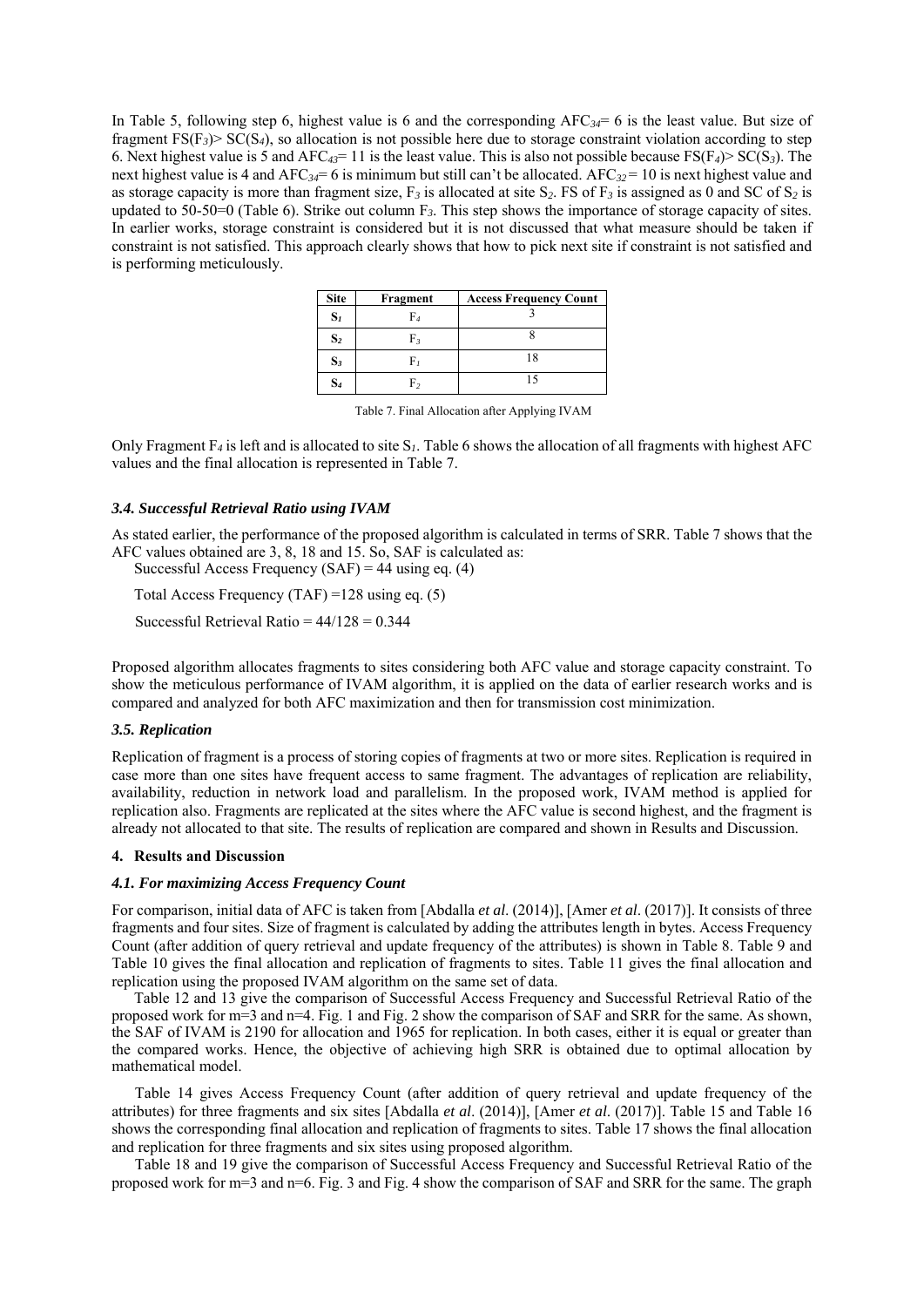In Table 5, following step 6, highest value is 6 and the corresponding $AFC_{34}$= 6 is the least value. But size of fragment $FS(F_3)$> $SC(S_4)$, so allocation is not possible here due to storage constraint violation according to step 6. Next highest value is 5 and $AFC_{43}$= 11 is the least value. This is also not possible because $FS(F_4)$> $SC(S_3)$. The next highest value is 4 and $AFC_{34}$= 6 is minimum but still can't be allocated. $AFC_{32}$ = 10 is next highest value and as storage capacity is more than fragment size, $F_3$ is allocated at site $S_2$. FS of $F_3$ is assigned as 0 and SC of $S_2$ is updated to 50-50=0 (Table 6). Strike out column $F_3$. This step shows the importance of storage capacity of sites. In earlier works, storage constraint is considered but it is not discussed that what measure should be taken if constraint is not satisfied. This approach clearly shows that how to pick next site if constraint is not satisfied and is performing meticulously.

| Site | Fragment | Access Frequency Count |
|---|---|---|
| $S_1$ | $F_4$ | 3 |
| $S_2$ | $F_3$ | 8 |
| $S_3$ | $F_1$ | 18 |
| $S_4$ | $F_2$ | 15 |

Table 7. Final Allocation after Applying IVAM

Only Fragment $F_4$ is left and is allocated to site $S_1$. Table 6 shows the allocation of all fragments with highest AFC values and the final allocation is represented in Table 7.

### *3.4. Successful Retrieval Ratio using IVAM*

As stated earlier, the performance of the proposed algorithm is calculated in terms of SRR. Table 7 shows that the AFC values obtained are 3, 8, 18 and 15. So, SAF is calculated as:

Successful Access Frequency (SAF) = 44 using eq. (4)

Total Access Frequency (TAF) =128 using eq. (5)

Successful Retrieval Ratio = 44/128 = 0.344

Proposed algorithm allocates fragments to sites considering both AFC value and storage capacity constraint. To show the meticulous performance of IVAM algorithm, it is applied on the data of earlier research works and is compared and analyzed for both AFC maximization and then for transmission cost minimization.

### *3.5. Replication*

Replication of fragment is a process of storing copies of fragments at two or more sites. Replication is required in case more than one sites have frequent access to same fragment. The advantages of replication are reliability, availability, reduction in network load and parallelism. In the proposed work, IVAM method is applied for replication also. Fragments are replicated at the sites where the AFC value is second highest, and the fragment is already not allocated to that site. The results of replication are compared and shown in Results and Discussion.

## 4. Results and Discussion

### *4.1. For maximizing Access Frequency Count*

For comparison, initial data of AFC is taken from [Abdalla *et al*. (2014)], [Amer *et al*. (2017)]. It consists of three fragments and four sites. Size of fragment is calculated by adding the attributes length in bytes. Access Frequency Count (after addition of query retrieval and update frequency of the attributes) is shown in Table 8. Table 9 and Table 10 gives the final allocation and replication of fragments to sites. Table 11 gives the final allocation and replication using the proposed IVAM algorithm on the same set of data.

Table 12 and 13 give the comparison of Successful Access Frequency and Successful Retrieval Ratio of the proposed work for m=3 and n=4. Fig. 1 and Fig. 2 show the comparison of SAF and SRR for the same. As shown, the SAF of IVAM is 2190 for allocation and 1965 for replication. In both cases, either it is equal or greater than the compared works. Hence, the objective of achieving high SRR is obtained due to optimal allocation by mathematical model.

Table 14 gives Access Frequency Count (after addition of query retrieval and update frequency of the attributes) for three fragments and six sites [Abdalla *et al*. (2014)], [Amer *et al*. (2017)]. Table 15 and Table 16 shows the corresponding final allocation and replication of fragments to sites. Table 17 shows the final allocation and replication for three fragments and six sites using proposed algorithm.

Table 18 and 19 give the comparison of Successful Access Frequency and Successful Retrieval Ratio of the proposed work for m=3 and n=6. Fig. 3 and Fig. 4 show the comparison of SAF and SRR for the same. The graph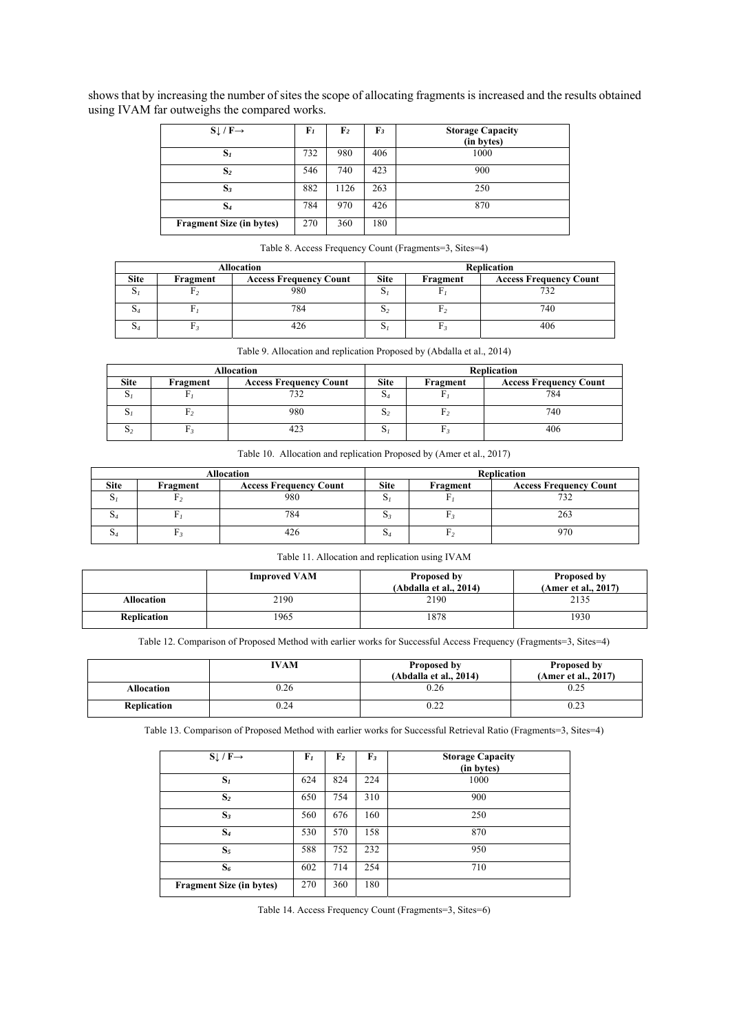shows that by increasing the number of sites the scope of allocating fragments is increased and the results obtained using IVAM far outweighs the compared works.

| S↓ / F→ | $F_1$ | $F_2$ | $F_3$ | Storage Capacity (in bytes) |
|---|---|---|---|---|
| $S_1$ | 732 | 980 | 406 | 1000 |
| $S_2$ | 546 | 740 | 423 | 900 |
| $S_3$ | 882 | 1126 | 263 | 250 |
| $S_4$ | 784 | 970 | 426 | 870 |
| **Fragment Size (in bytes)** | 270 | 360 | 180 | |

Table 8. Access Frequency Count (Fragments=3, Sites=4)

| Allocation | | | Replication | | |
|---|---|---|---|---|---|
| **Site** | **Fragment** | **Access Frequency Count** | **Site** | **Fragment** | **Access Frequency Count** |
| $S_1$ | $F_2$ | 980 | $S_1$ | $F_1$ | 732 |
| $S_4$ | $F_1$ | 784 | $S_2$ | $F_2$ | 740 |
| $S_4$ | $F_3$ | 426 | $S_1$ | $F_3$ | 406 |

Table 9. Allocation and replication Proposed by (Abdalla et al., 2014)

| Allocation | | | Replication | | |
|---|---|---|---|---|---|
| **Site** | **Fragment** | **Access Frequency Count** | **Site** | **Fragment** | **Access Frequency Count** |
| $S_1$ | $F_1$ | 732 | $S_4$ | $F_1$ | 784 |
| $S_1$ | $F_2$ | 980 | $S_2$ | $F_2$ | 740 |
| $S_2$ | $F_3$ | 423 | $S_1$ | $F_3$ | 406 |

Table 10. Allocation and replication Proposed by (Amer et al., 2017)

| Allocation | | | Replication | | |
|---|---|---|---|---|---|
| **Site** | **Fragment** | **Access Frequency Count** | **Site** | **Fragment** | **Access Frequency Count** |
| $S_1$ | $F_2$ | 980 | $S_1$ | $F_1$ | 732 |
| $S_4$ | $F_1$ | 784 | $S_3$ | $F_3$ | 263 |
| $S_4$ | $F_3$ | 426 | $S_4$ | $F_2$ | 970 |

Table 11. Allocation and replication using IVAM

| | Improved VAM | Proposed by (Abdalla et al., 2014) | Proposed by (Amer et al., 2017) |
|---|---|---|---|
| **Allocation** | 2190 | 2190 | 2135 |
| **Replication** | 1965 | 1878 | 1930 |

Table 12. Comparison of Proposed Method with earlier works for Successful Access Frequency (Fragments=3, Sites=4)

| | IVAM | Proposed by (Abdalla et al., 2014) | Proposed by (Amer et al., 2017) |
|---|---|---|---|
| **Allocation** | 0.26 | 0.26 | 0.25 |
| **Replication** | 0.24 | 0.22 | 0.23 |

Table 13. Comparison of Proposed Method with earlier works for Successful Retrieval Ratio (Fragments=3, Sites=4)

| S↓ / F→ | $F_1$ | $F_2$ | $F_3$ | Storage Capacity (in bytes) |
|---|---|---|---|---|
| $S_1$ | 624 | 824 | 224 | 1000 |
| $S_2$ | 650 | 754 | 310 | 900 |
| $S_3$ | 560 | 676 | 160 | 250 |
| $S_4$ | 530 | 570 | 158 | 870 |
| $S_5$ | 588 | 752 | 232 | 950 |
| $S_6$ | 602 | 714 | 254 | 710 |
| **Fragment Size (in bytes)** | 270 | 360 | 180 | |

Table 14. Access Frequency Count (Fragments=3, Sites=6)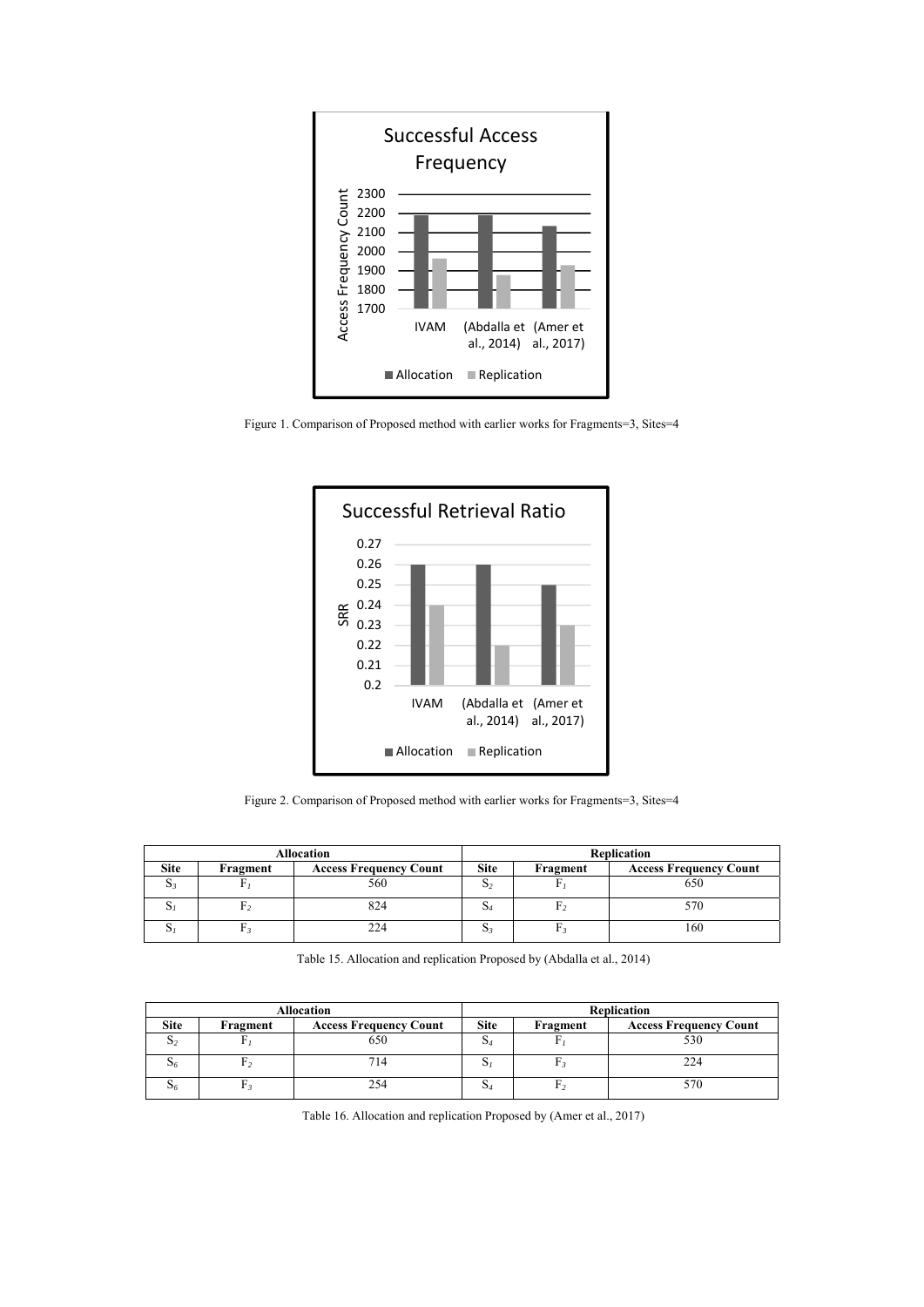Successful Access Frequency

Access Frequency Count

2300
2200
2100
2000
1900
1800
1700

IVAM
(Abdalla et al., 2014)
(Amer et al., 2017)

Allocation
Replication

Figure 1. Comparison of Proposed method with earlier works for Fragments=3, Sites=4

Successful Retrieval Ratio

SRR

0.27
0.26
0.25
0.24
0.23
0.22
0.21
0.2

IVAM
(Abdalla et al., 2014)
(Amer et al., 2017)

Allocation
Replication

Figure 2. Comparison of Proposed method with earlier works for Fragments=3, Sites=4

| Allocation | | | Replication | | |
|---|---|---|---|---|---|
| **Site** | **Fragment** | **Access Frequency Count** | **Site** | **Fragment** | **Access Frequency Count** |
| $S_3$ | $F_1$ | 560 | $S_2$ | $F_1$ | 650 |
| $S_1$ | $F_2$ | 824 | $S_4$ | $F_2$ | 570 |
| $S_1$ | $F_3$ | 224 | $S_3$ | $F_3$ | 160 |

Table 15. Allocation and replication Proposed by (Abdalla et al., 2014)

| Allocation | | | Replication | | |
|---|---|---|---|---|---|
| **Site** | **Fragment** | **Access Frequency Count** | **Site** | **Fragment** | **Access Frequency Count** |
| $S_2$ | $F_1$ | 650 | $S_4$ | $F_1$ | 530 |
| $S_6$ | $F_2$ | 714 | $S_1$ | $F_3$ | 224 |
| $S_6$ | $F_3$ | 254 | $S_4$ | $F_2$ | 570 |

Table 16. Allocation and replication Proposed by (Amer et al., 2017)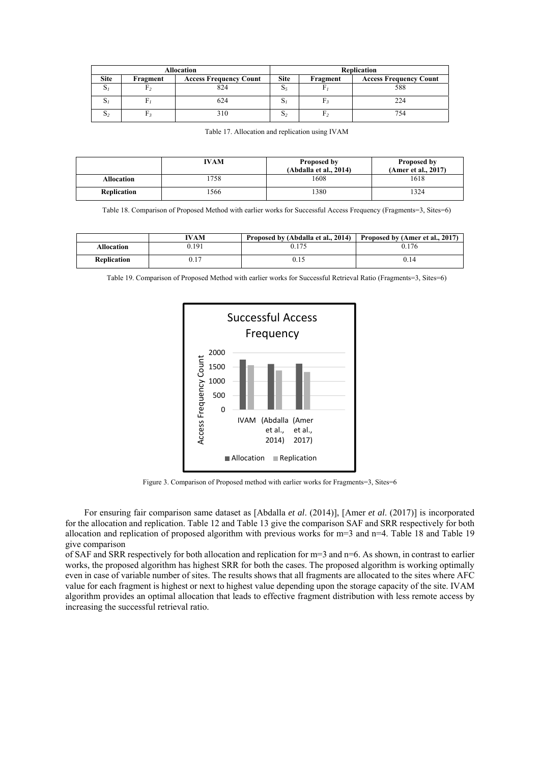| Allocation | | | Replication | | |
|---|---|---|---|---|---|
| Site | Fragment | Access Frequency Count | Site | Fragment | Access Frequency Count |
| $S_1$ | $F_2$ | 824 | $S_5$ | $F_1$ | 588 |
| $S_1$ | $F_1$ | 624 | $S_1$ | $F_3$ | 224 |
| $S_2$ | $F_3$ | 310 | $S_2$ | $F_2$ | 754 |

Table 17. Allocation and replication using IVAM

| | IVAM | Proposed by (Abdalla et al., 2014) | Proposed by (Amer et al., 2017) |
|---|---|---|---|
| Allocation | 1758 | 1608 | 1618 |
| Replication | 1566 | 1380 | 1324 |

Table 18. Comparison of Proposed Method with earlier works for Successful Access Frequency (Fragments=3, Sites=6)

| | IVAM | Proposed by (Abdalla et al., 2014) | Proposed by (Amer et al., 2017) |
|---|---|---|---|
| Allocation | 0.191 | 0.175 | 0.176 |
| Replication | 0.17 | 0.15 | 0.14 |

Table 19. Comparison of Proposed Method with earlier works for Successful Retrieval Ratio (Fragments=3, Sites=6)

Successful Access Frequency

Access Frequency Count

2000
1500
1000
500
0

IVAM
(Abdalla et al., 2014)
(Amer et al., 2017)

Allocation
Replication

Figure 3. Comparison of Proposed method with earlier works for Fragments=3, Sites=6

For ensuring fair comparison same dataset as [Abdalla *et al*. (2014)], [Amer *et al*. (2017)] is incorporated for the allocation and replication. Table 12 and Table 13 give the comparison SAF and SRR respectively for both allocation and replication of proposed algorithm with previous works for m=3 and n=4. Table 18 and Table 19 give comparison of SAF and SRR respectively for both allocation and replication for m=3 and n=6. As shown, in contrast to earlier works, the proposed algorithm has highest SRR for both the cases. The proposed algorithm is working optimally even in case of variable number of sites. The results shows that all fragments are allocated to the sites where AFC value for each fragment is highest or next to highest value depending upon the storage capacity of the site. IVAM algorithm provides an optimal allocation that leads to effective fragment distribution with less remote access by increasing the successful retrieval ratio.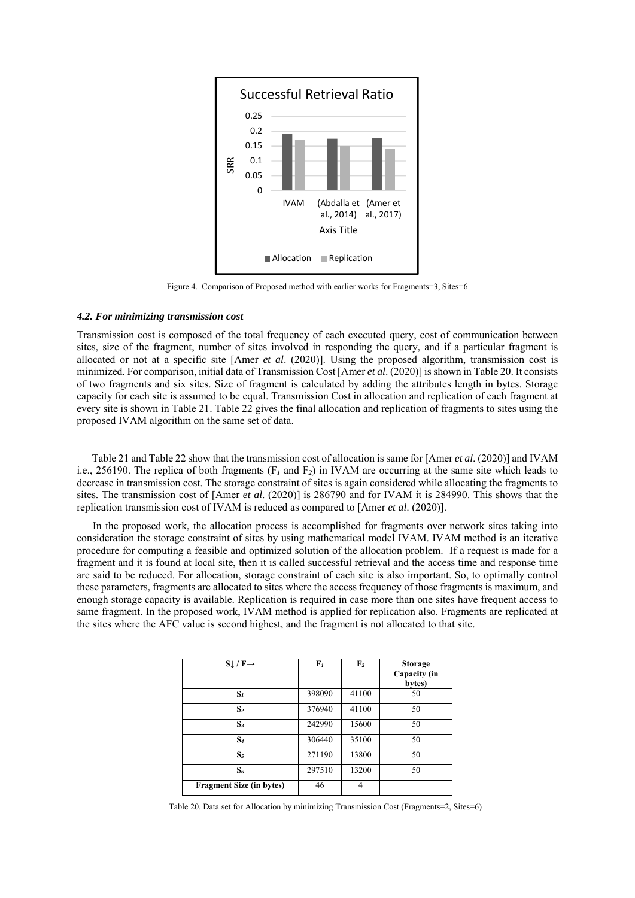Successful Retrieval Ratio

SRR

0.25
0.2
0.15
0.1
0.05
0

IVAM
(Abdalla et al., 2014)
(Amer et al., 2017)

Axis Title

Allocation
Replication

Figure 4. Comparison of Proposed method with earlier works for Fragments=3, Sites=6

### *4.2. For minimizing transmission cost*

Transmission cost is composed of the total frequency of each executed query, cost of communication between sites, size of the fragment, number of sites involved in responding the query, and if a particular fragment is allocated or not at a specific site [Amer *et al*. (2020)]. Using the proposed algorithm, transmission cost is minimized. For comparison, initial data of Transmission Cost [Amer *et al*. (2020)] is shown in Table 20. It consists of two fragments and six sites. Size of fragment is calculated by adding the attributes length in bytes. Storage capacity for each site is assumed to be equal. Transmission Cost in allocation and replication of each fragment at every site is shown in Table 21. Table 22 gives the final allocation and replication of fragments to sites using the proposed IVAM algorithm on the same set of data.

Table 21 and Table 22 show that the transmission cost of allocation is same for [Amer *et al*. (2020)] and IVAM i.e., 256190. The replica of both fragments ($F_1$ and $F_2$) in IVAM are occurring at the same site which leads to decrease in transmission cost. The storage constraint of sites is again considered while allocating the fragments to sites. The transmission cost of [Amer *et al*. (2020)] is 286790 and for IVAM it is 284990. This shows that the replication transmission cost of IVAM is reduced as compared to [Amer *et al*. (2020)].

In the proposed work, the allocation process is accomplished for fragments over network sites taking into consideration the storage constraint of sites by using mathematical model IVAM. IVAM method is an iterative procedure for computing a feasible and optimized solution of the allocation problem. If a request is made for a fragment and it is found at local site, then it is called successful retrieval and the access time and response time are said to be reduced. For allocation, storage constraint of each site is also important. So, to optimally control these parameters, fragments are allocated to sites where the access frequency of those fragments is maximum, and enough storage capacity is available. Replication is required in case more than one sites have frequent access to same fragment. In the proposed work, IVAM method is applied for replication also. Fragments are replicated at the sites where the AFC value is second highest, and the fragment is not allocated to that site.

| S↓ / F→ | $F_1$ | $F_2$ | Storage Capacity (in bytes) |
|---|---|---|---|
| $S_1$ | 398090 | 41100 | 50 |
| $S_2$ | 376940 | 41100 | 50 |
| $S_3$ | 242990 | 15600 | 50 |
| $S_4$ | 306440 | 35100 | 50 |
| $S_5$ | 271190 | 13800 | 50 |
| $S_6$ | 297510 | 13200 | 50 |
| **Fragment Size (in bytes)** | 46 | 4 | |

Table 20. Data set for Allocation by minimizing Transmission Cost (Fragments=2, Sites=6)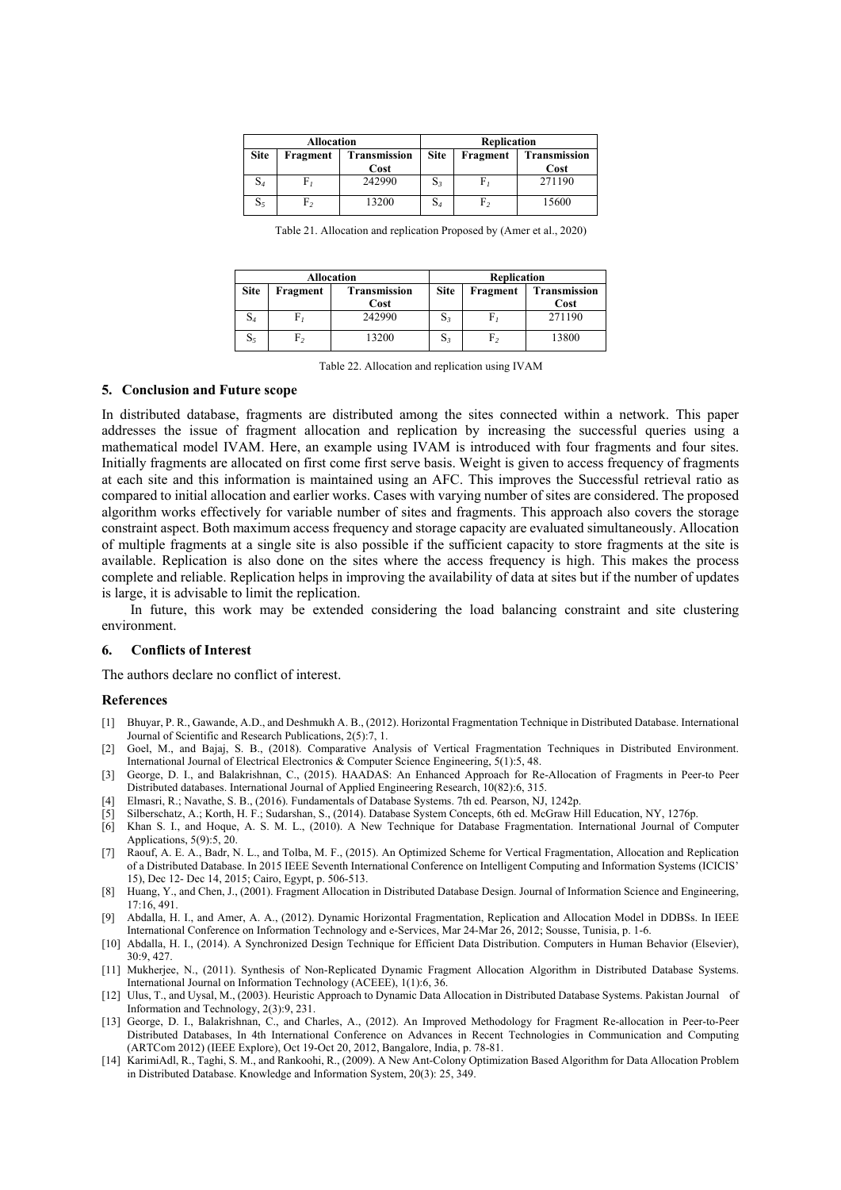| Allocation | | | Replication | | |
|---|---|---|---|---|---|
| Site | Fragment | Transmission Cost | Site | Fragment | Transmission Cost |
| $S_4$ | $F_1$ | 242990 | $S_3$ | $F_1$ | 271190 |
| $S_5$ | $F_2$ | 13200 | $S_4$ | $F_2$ | 15600 |

Table 21. Allocation and replication Proposed by (Amer et al., 2020)

| Allocation | | | Replication | | |
|---|---|---|---|---|---|
| Site | Fragment | Transmission Cost | Site | Fragment | Transmission Cost |
| $S_4$ | $F_1$ | 242990 | $S_3$ | $F_1$ | 271190 |
| $S_5$ | $F_2$ | 13200 | $S_3$ | $F_2$ | 13800 |

Table 22. Allocation and replication using IVAM

## 5. Conclusion and Future scope

In distributed database, fragments are distributed among the sites connected within a network. This paper addresses the issue of fragment allocation and replication by increasing the successful queries using a mathematical model IVAM. Here, an example using IVAM is introduced with four fragments and four sites. Initially fragments are allocated on first come first serve basis. Weight is given to access frequency of fragments at each site and this information is maintained using an AFC. This improves the Successful retrieval ratio as compared to initial allocation and earlier works. Cases with varying number of sites are considered. The proposed algorithm works effectively for variable number of sites and fragments. This approach also covers the storage constraint aspect. Both maximum access frequency and storage capacity are evaluated simultaneously. Allocation of multiple fragments at a single site is also possible if the sufficient capacity to store fragments at the site is available. Replication is also done on the sites where the access frequency is high. This makes the process complete and reliable. Replication helps in improving the availability of data at sites but if the number of updates is large, it is advisable to limit the replication.

In future, this work may be extended considering the load balancing constraint and site clustering environment.

## 6. Conflicts of Interest

The authors declare no conflict of interest.

## References

[1] Bhuyar, P. R., Gawande, A.D., and Deshmukh A. B., (2012). Horizontal Fragmentation Technique in Distributed Database. International Journal of Scientific and Research Publications, 2(5):7, 1.

[2] Goel, M., and Bajaj, S. B., (2018). Comparative Analysis of Vertical Fragmentation Techniques in Distributed Environment. International Journal of Electrical Electronics & Computer Science Engineering, 5(1):5, 48.

[3] George, D. I., and Balakrishnan, C., (2015). HAADAS: An Enhanced Approach for Re-Allocation of Fragments in Peer-to Peer Distributed databases. International Journal of Applied Engineering Research, 10(82):6, 315.

[4] Elmasri, R.; Navathe, S. B., (2016). Fundamentals of Database Systems. 7th ed. Pearson, NJ, 1242p.

[5] Silberschatz, A.; Korth, H. F.; Sudarshan, S., (2014). Database System Concepts, 6th ed. McGraw Hill Education, NY, 1276p.

[6] Khan S. I., and Hoque, A. S. M. L., (2010). A New Technique for Database Fragmentation. International Journal of Computer Applications, 5(9):5, 20.

[7] Raouf, A. E. A., Badr, N. L., and Tolba, M. F., (2015). An Optimized Scheme for Vertical Fragmentation, Allocation and Replication of a Distributed Database. In 2015 IEEE Seventh International Conference on Intelligent Computing and Information Systems (ICICIS' 15), Dec 12- Dec 14, 2015; Cairo, Egypt, p. 506-513.

[8] Huang, Y., and Chen, J., (2001). Fragment Allocation in Distributed Database Design. Journal of Information Science and Engineering, 17:16, 491.

[9] Abdalla, H. I., and Amer, A. A., (2012). Dynamic Horizontal Fragmentation, Replication and Allocation Model in DDBSs. In IEEE International Conference on Information Technology and e-Services, Mar 24-Mar 26, 2012; Sousse, Tunisia, p. 1-6.

[10] Abdalla, H. I., (2014). A Synchronized Design Technique for Efficient Data Distribution. Computers in Human Behavior (Elsevier), 30:9, 427.

[11] Mukherjee, N., (2011). Synthesis of Non-Replicated Dynamic Fragment Allocation Algorithm in Distributed Database Systems. International Journal on Information Technology (ACEEE), 1(1):6, 36.

[12] Ulus, T., and Uysal, M., (2003). Heuristic Approach to Dynamic Data Allocation in Distributed Database Systems. Pakistan Journal of Information and Technology, 2(3):9, 231.

[13] George, D. I., Balakrishnan, C., and Charles, A., (2012). An Improved Methodology for Fragment Re-allocation in Peer-to-Peer Distributed Databases, In 4th International Conference on Advances in Recent Technologies in Communication and Computing (ARTCom 2012) (IEEE Explore), Oct 19-Oct 20, 2012, Bangalore, India, p. 78-81.

[14] KarimiAdl, R., Taghi, S. M., and Rankoohi, R., (2009). A New Ant-Colony Optimization Based Algorithm for Data Allocation Problem in Distributed Database. Knowledge and Information System, 20(3): 25, 349.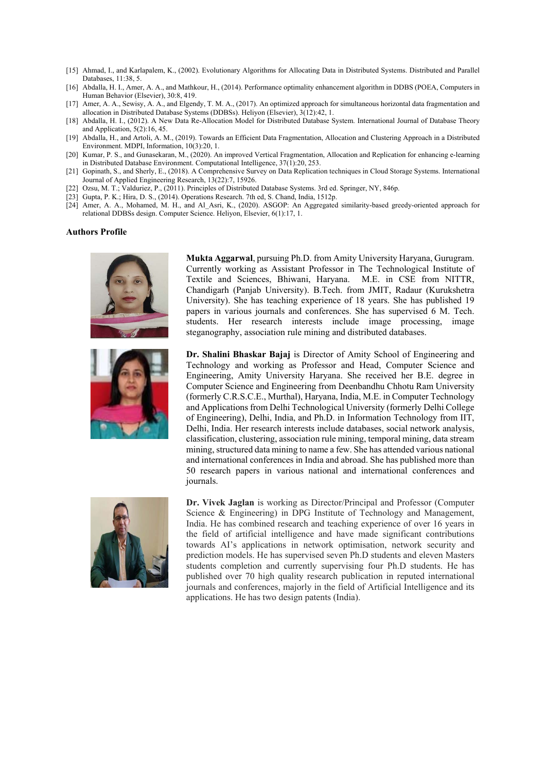[15] Ahmad, I., and Karlapalem, K., (2002). Evolutionary Algorithms for Allocating Data in Distributed Systems. Distributed and Parallel Databases, 11:38, 5.

[16] Abdalla, H. I., Amer, A. A., and Mathkour, H., (2014). Performance optimality enhancement algorithm in DDBS (POEA, Computers in Human Behavior (Elsevier), 30:8, 419.

[17] Amer, A. A., Sewisy, A. A., and Elgendy, T. M. A., (2017). An optimized approach for simultaneous horizontal data fragmentation and allocation in Distributed Database Systems (DDBSs). Heliyon (Elsevier), 3(12):42, 1.

[18] Abdalla, H. I., (2012). A New Data Re-Allocation Model for Distributed Database System. International Journal of Database Theory and Application, 5(2):16, 45.

[19] Abdalla, H., and Artoli, A. M., (2019). Towards an Efficient Data Fragmentation, Allocation and Clustering Approach in a Distributed Environment. MDPI, Information, 10(3):20, 1.

[20] Kumar, P. S., and Gunasekaran, M., (2020). An improved Vertical Fragmentation, Allocation and Replication for enhancing e-learning in Distributed Database Environment. Computational Intelligence, 37(1):20, 253.

[21] Gopinath, S., and Sherly, E., (2018). A Comprehensive Survey on Data Replication techniques in Cloud Storage Systems. International Journal of Applied Engineering Research, 13(22):7, 15926.

[22] Ozsu, M. T.; Valduriez, P., (2011). Principles of Distributed Database Systems. 3rd ed. Springer, NY, 846p.

[23] Gupta, P. K.; Hira, D. S., (2014). Operations Research. 7th ed, S. Chand, India, 1512p.

[24] Amer, A. A., Mohamed, M. H., and Al_Asri, K., (2020). ASGOP: An Aggregated similarity-based greedy-oriented approach for relational DDBSs design. Computer Science. Heliyon, Elsevier, 6(1):17, 1.

## Authors Profile

**Mukta Aggarwal**, pursuing Ph.D. from Amity University Haryana, Gurugram. Currently working as Assistant Professor in The Technological Institute of Textile and Sciences, Bhiwani, Haryana. M.E. in CSE from NITTR, Chandigarh (Panjab University). B.Tech. from JMIT, Radaur (Kurukshetra University). She has teaching experience of 18 years. She has published 19 papers in various journals and conferences. She has supervised 6 M. Tech. students. Her research interests include image processing, image steganography, association rule mining and distributed databases.

**Dr. Shalini Bhaskar Bajaj** is Director of Amity School of Engineering and Technology and working as Professor and Head, Computer Science and Engineering, Amity University Haryana. She received her B.E. degree in Computer Science and Engineering from Deenbandhu Chhotu Ram University (formerly C.R.S.C.E., Murthal), Haryana, India, M.E. in Computer Technology and Applications from Delhi Technological University (formerly Delhi College of Engineering), Delhi, India, and Ph.D. in Information Technology from IIT, Delhi, India. Her research interests include databases, social network analysis, classification, clustering, association rule mining, temporal mining, data stream mining, structured data mining to name a few. She has attended various national and international conferences in India and abroad. She has published more than 50 research papers in various national and international conferences and journals.

**Dr. Vivek Jaglan** is working as Director/Principal and Professor (Computer Science & Engineering) in DPG Institute of Technology and Management, India. He has combined research and teaching experience of over 16 years in the field of artificial intelligence and have made significant contributions towards AI's applications in network optimisation, network security and prediction models. He has supervised seven Ph.D students and eleven Masters students completion and currently supervising four Ph.D students. He has published over 70 high quality research publication in reputed international journals and conferences, majorly in the field of Artificial Intelligence and its applications. He has two design patents (India).